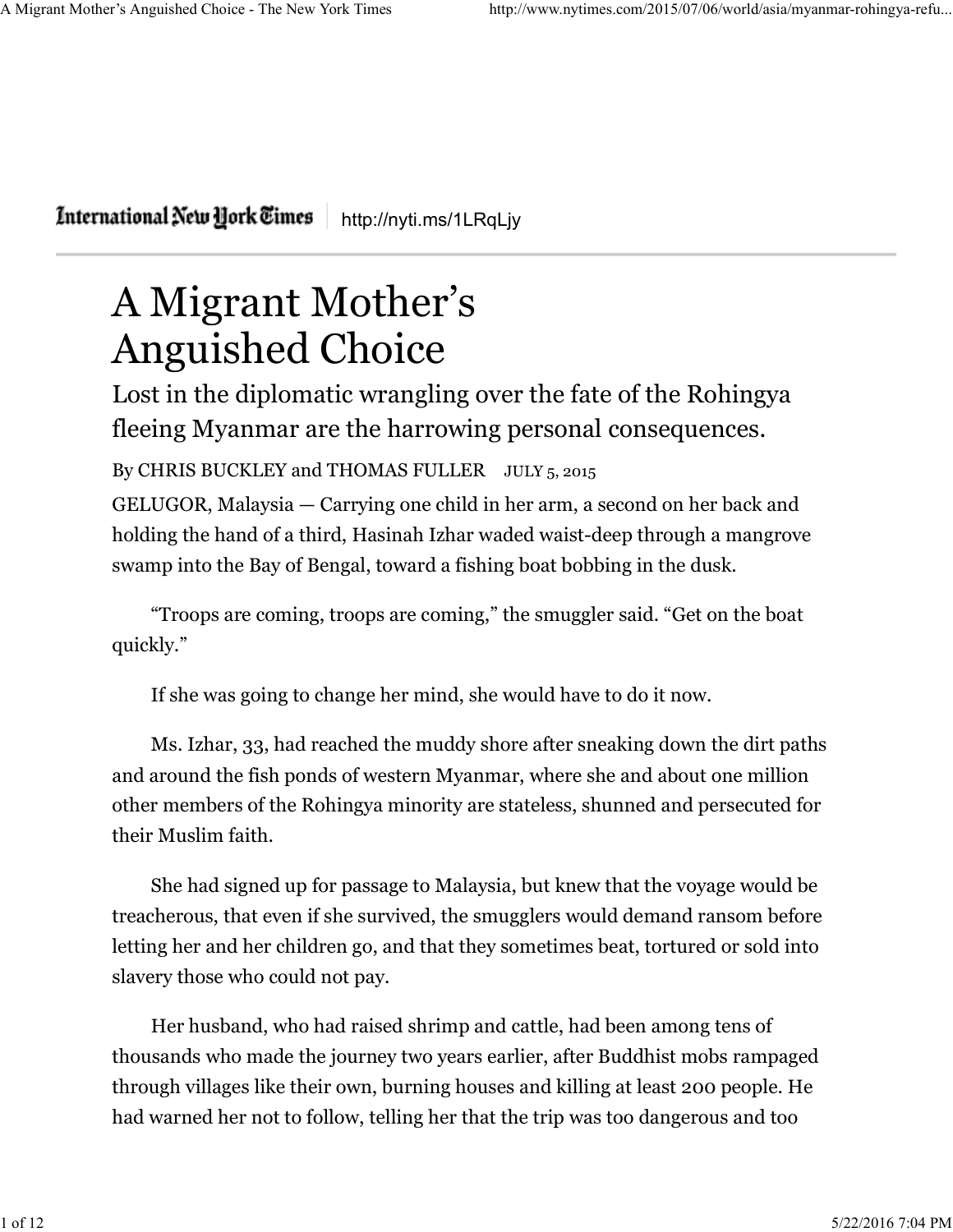International New York Times | http://nyti.ms/1LRqLjy

# A Migrant Mother's Anguished Choice

## Lost in the diplomatic wrangling over the fate of the Rohingya fleeing Myanmar are the harrowing personal consequences.

By CHRIS BUCKLEY and THOMAS FULLER JULY 5, 2015

GELUGOR, Malaysia — Carrying one child in her arm, a second on her back and holding the hand of a third, Hasinah Izhar waded waist-deep through a mangrove swamp into the Bay of Bengal, toward a fishing boat bobbing in the dusk.

"Troops are coming, troops are coming," the smuggler said. "Get on the boat quickly."

If she was going to change her mind, she would have to do it now.

Ms. Izhar, 33, had reached the muddy shore after sneaking down the dirt paths and around the fish ponds of western Myanmar, where she and about one million other members of the Rohingya minority are stateless, shunned and persecuted for their Muslim faith.

She had signed up for passage to Malaysia, but knew that the voyage would be treacherous, that even if she survived, the smugglers would demand ransom before letting her and her children go, and that they sometimes beat, tortured or sold into slavery those who could not pay.

Her husband, who had raised shrimp and cattle, had been among tens of thousands who made the journey two years earlier, after Buddhist mobs rampaged through villages like their own, burning houses and killing at least 200 people. He had warned her not to follow, telling her that the trip was too dangerous and too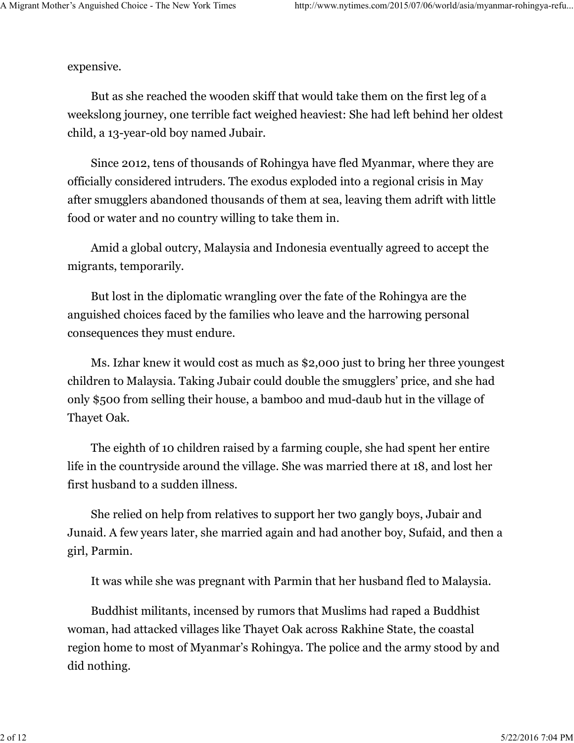expensive.

But as she reached the wooden skiff that would take them on the first leg of a weekslong journey, one terrible fact weighed heaviest: She had left behind her oldest child, a 13-year-old boy named Jubair.

Since 2012, tens of thousands of Rohingya have fled Myanmar, where they are officially considered intruders. The exodus exploded into a regional crisis in May after smugglers abandoned thousands of them at sea, leaving them adrift with little food or water and no country willing to take them in.

Amid a global outcry, Malaysia and Indonesia eventually agreed to accept the migrants, temporarily.

But lost in the diplomatic wrangling over the fate of the Rohingya are the anguished choices faced by the families who leave and the harrowing personal consequences they must endure.

Ms. Izhar knew it would cost as much as $2,000 just to bring her three youngest children to Malaysia. Taking Jubair could double the smugglers' price, and she had only $500 from selling their house, a bamboo and mud-daub hut in the village of Thayet Oak.

The eighth of 10 children raised by a farming couple, she had spent her entire life in the countryside around the village. She was married there at 18, and lost her first husband to a sudden illness.

She relied on help from relatives to support her two gangly boys, Jubair and Junaid. A few years later, she married again and had another boy, Sufaid, and then a girl, Parmin.

It was while she was pregnant with Parmin that her husband fled to Malaysia.

Buddhist militants, incensed by rumors that Muslims had raped a Buddhist woman, had attacked villages like Thayet Oak across Rakhine State, the coastal region home to most of Myanmar's Rohingya. The police and the army stood by and did nothing.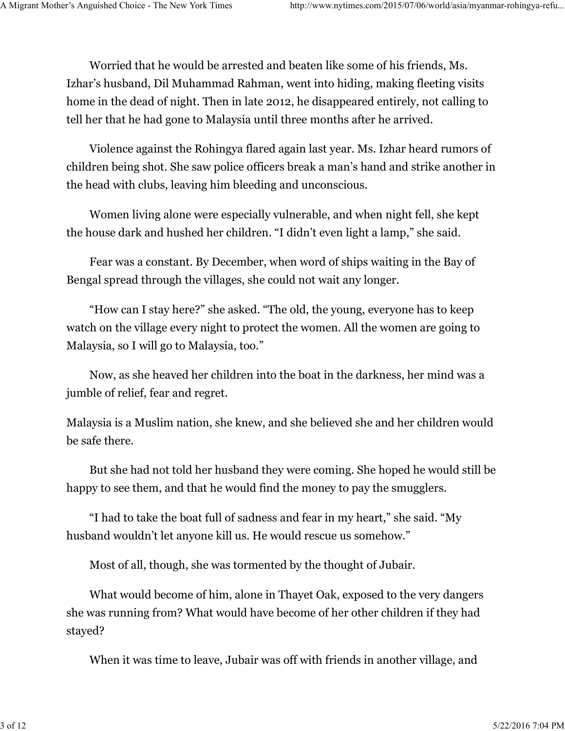Worried that he would be arrested and beaten like some of his friends, Ms. Izhar's husband, Dil Muhammad Rahman, went into hiding, making fleeting visits home in the dead of night. Then in late 2012, he disappeared entirely, not calling to tell her that he had gone to Malaysia until three months after he arrived.

Violence against the Rohingya flared again last year. Ms. Izhar heard rumors of children being shot. She saw police officers break a man's hand and strike another in the head with clubs, leaving him bleeding and unconscious.

Women living alone were especially vulnerable, and when night fell, she kept the house dark and hushed her children. "I didn't even light a lamp," she said.

Fear was a constant. By December, when word of ships waiting in the Bay of Bengal spread through the villages, she could not wait any longer.

"How can I stay here?" she asked. "The old, the young, everyone has to keep watch on the village every night to protect the women. All the women are going to Malaysia, so I will go to Malaysia, too."

Now, as she heaved her children into the boat in the darkness, her mind was a jumble of relief, fear and regret.

Malaysia is a Muslim nation, she knew, and she believed she and her children would be safe there.

But she had not told her husband they were coming. She hoped he would still be happy to see them, and that he would find the money to pay the smugglers.

"I had to take the boat full of sadness and fear in my heart," she said. "My husband wouldn't let anyone kill us. He would rescue us somehow."

Most of all, though, she was tormented by the thought of Jubair.

What would become of him, alone in Thayet Oak, exposed to the very dangers she was running from? What would have become of her other children if they had stayed?

When it was time to leave, Jubair was off with friends in another village, and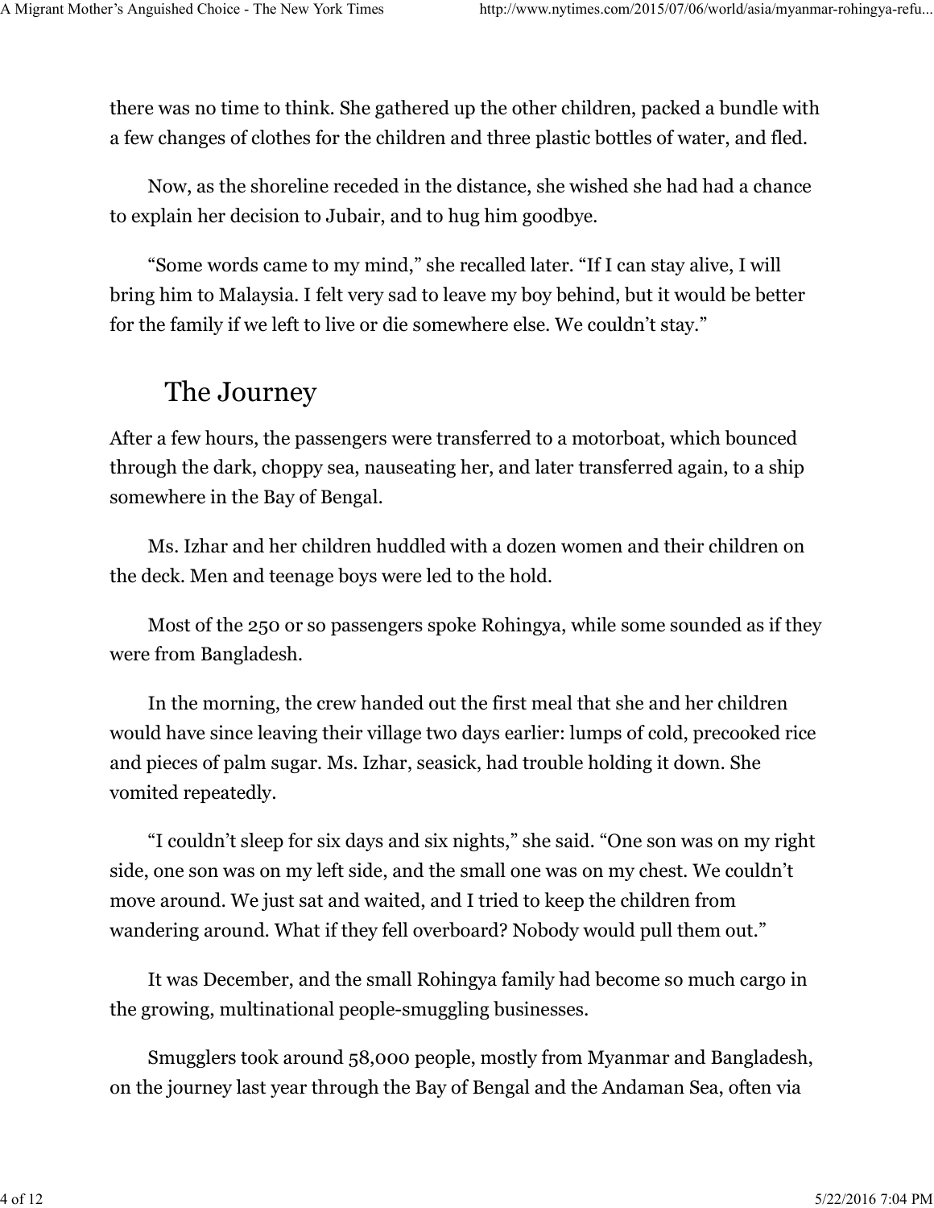there was no time to think. She gathered up the other children, packed a bundle with a few changes of clothes for the children and three plastic bottles of water, and fled.

Now, as the shoreline receded in the distance, she wished she had had a chance to explain her decision to Jubair, and to hug him goodbye.

"Some words came to my mind," she recalled later. "If I can stay alive, I will bring him to Malaysia. I felt very sad to leave my boy behind, but it would be better for the family if we left to live or die somewhere else. We couldn't stay."

## The Journey

After a few hours, the passengers were transferred to a motorboat, which bounced through the dark, choppy sea, nauseating her, and later transferred again, to a ship somewhere in the Bay of Bengal.

Ms. Izhar and her children huddled with a dozen women and their children on the deck. Men and teenage boys were led to the hold.

Most of the 250 or so passengers spoke Rohingya, while some sounded as if they were from Bangladesh.

In the morning, the crew handed out the first meal that she and her children would have since leaving their village two days earlier: lumps of cold, precooked rice and pieces of palm sugar. Ms. Izhar, seasick, had trouble holding it down. She vomited repeatedly.

"I couldn't sleep for six days and six nights," she said. "One son was on my right side, one son was on my left side, and the small one was on my chest. We couldn't move around. We just sat and waited, and I tried to keep the children from wandering around. What if they fell overboard? Nobody would pull them out."

It was December, and the small Rohingya family had become so much cargo in the growing, multinational people-smuggling businesses.

Smugglers took around 58,000 people, mostly from Myanmar and Bangladesh, on the journey last year through the Bay of Bengal and the Andaman Sea, often via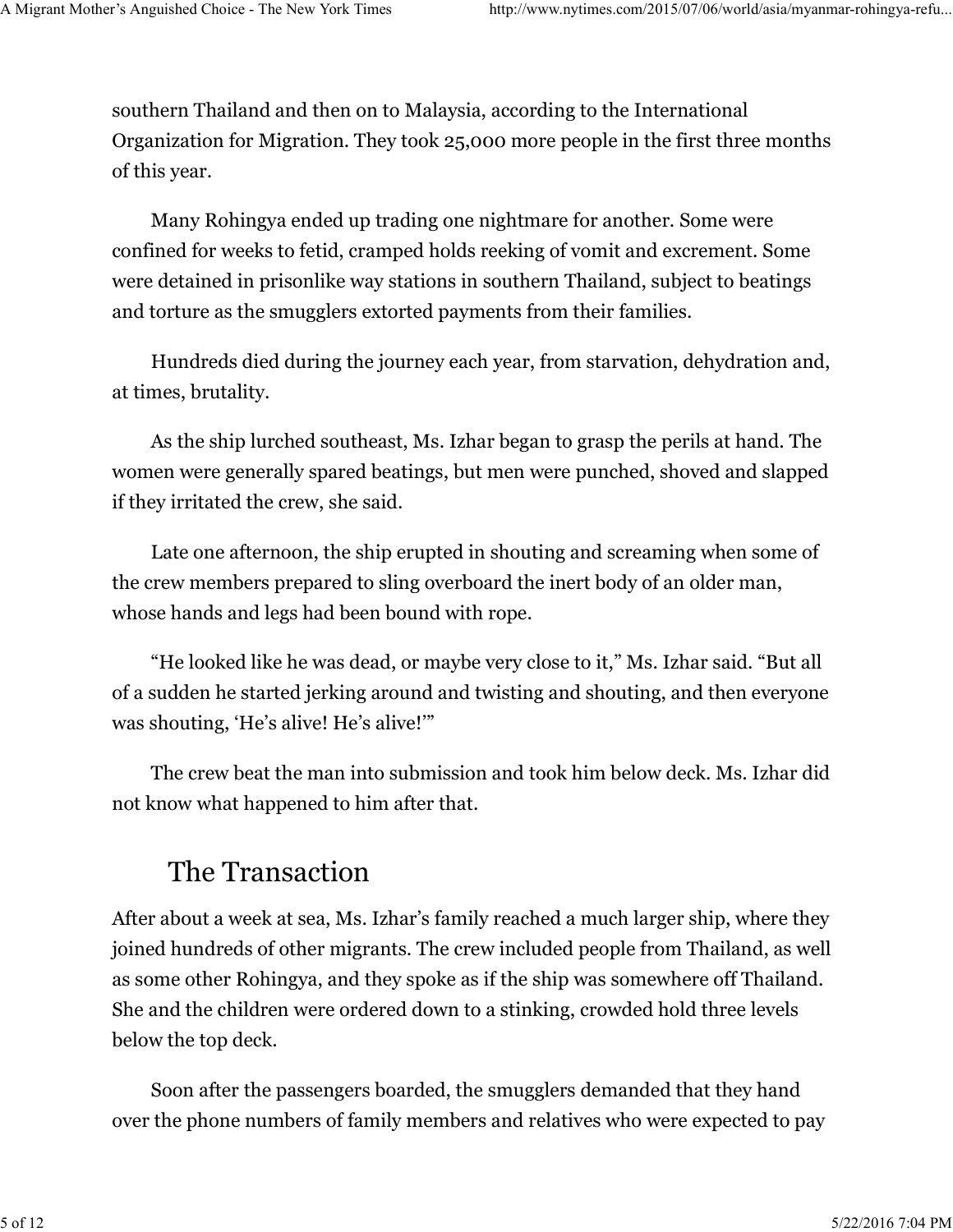southern Thailand and then on to Malaysia, according to the International Organization for Migration. They took 25,000 more people in the first three months of this year.

Many Rohingya ended up trading one nightmare for another. Some were confined for weeks to fetid, cramped holds reeking of vomit and excrement. Some were detained in prisonlike way stations in southern Thailand, subject to beatings and torture as the smugglers extorted payments from their families.

Hundreds died during the journey each year, from starvation, dehydration and, at times, brutality.

As the ship lurched southeast, Ms. Izhar began to grasp the perils at hand. The women were generally spared beatings, but men were punched, shoved and slapped if they irritated the crew, she said.

Late one afternoon, the ship erupted in shouting and screaming when some of the crew members prepared to sling overboard the inert body of an older man, whose hands and legs had been bound with rope.

"He looked like he was dead, or maybe very close to it," Ms. Izhar said. "But all of a sudden he started jerking around and twisting and shouting, and then everyone was shouting, 'He's alive! He's alive!'"

The crew beat the man into submission and took him below deck. Ms. Izhar did not know what happened to him after that.

## The Transaction

After about a week at sea, Ms. Izhar's family reached a much larger ship, where they joined hundreds of other migrants. The crew included people from Thailand, as well as some other Rohingya, and they spoke as if the ship was somewhere off Thailand. She and the children were ordered down to a stinking, crowded hold three levels below the top deck.

Soon after the passengers boarded, the smugglers demanded that they hand over the phone numbers of family members and relatives who were expected to pay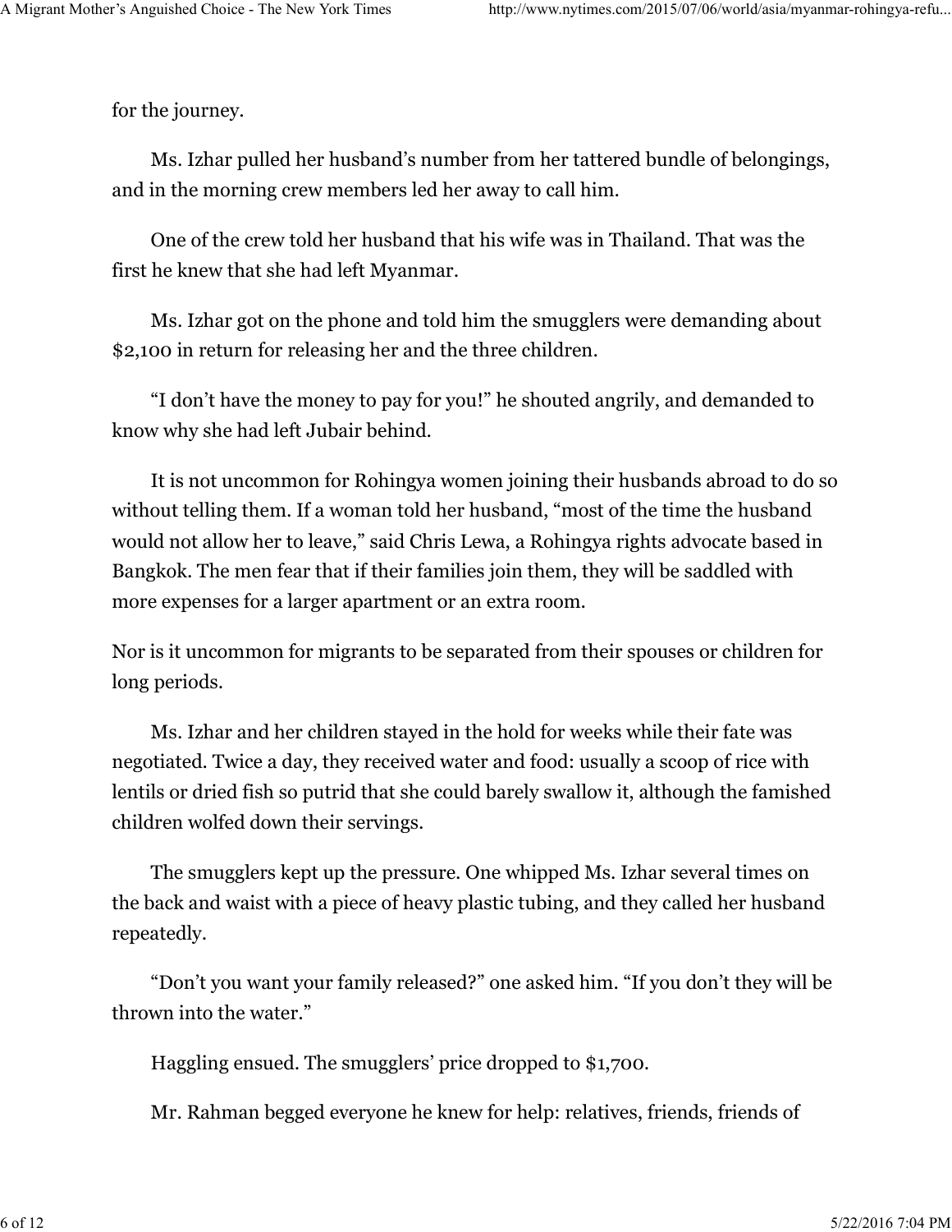for the journey.

Ms. Izhar pulled her husband's number from her tattered bundle of belongings, and in the morning crew members led her away to call him.

One of the crew told her husband that his wife was in Thailand. That was the first he knew that she had left Myanmar.

Ms. Izhar got on the phone and told him the smugglers were demanding about $2,100 in return for releasing her and the three children.

"I don't have the money to pay for you!" he shouted angrily, and demanded to know why she had left Jubair behind.

It is not uncommon for Rohingya women joining their husbands abroad to do so without telling them. If a woman told her husband, "most of the time the husband would not allow her to leave," said Chris Lewa, a Rohingya rights advocate based in Bangkok. The men fear that if their families join them, they will be saddled with more expenses for a larger apartment or an extra room.

Nor is it uncommon for migrants to be separated from their spouses or children for long periods.

Ms. Izhar and her children stayed in the hold for weeks while their fate was negotiated. Twice a day, they received water and food: usually a scoop of rice with lentils or dried fish so putrid that she could barely swallow it, although the famished children wolfed down their servings.

The smugglers kept up the pressure. One whipped Ms. Izhar several times on the back and waist with a piece of heavy plastic tubing, and they called her husband repeatedly.

"Don't you want your family released?" one asked him. "If you don't they will be thrown into the water."

Haggling ensued. The smugglers' price dropped to $1,700.

Mr. Rahman begged everyone he knew for help: relatives, friends, friends of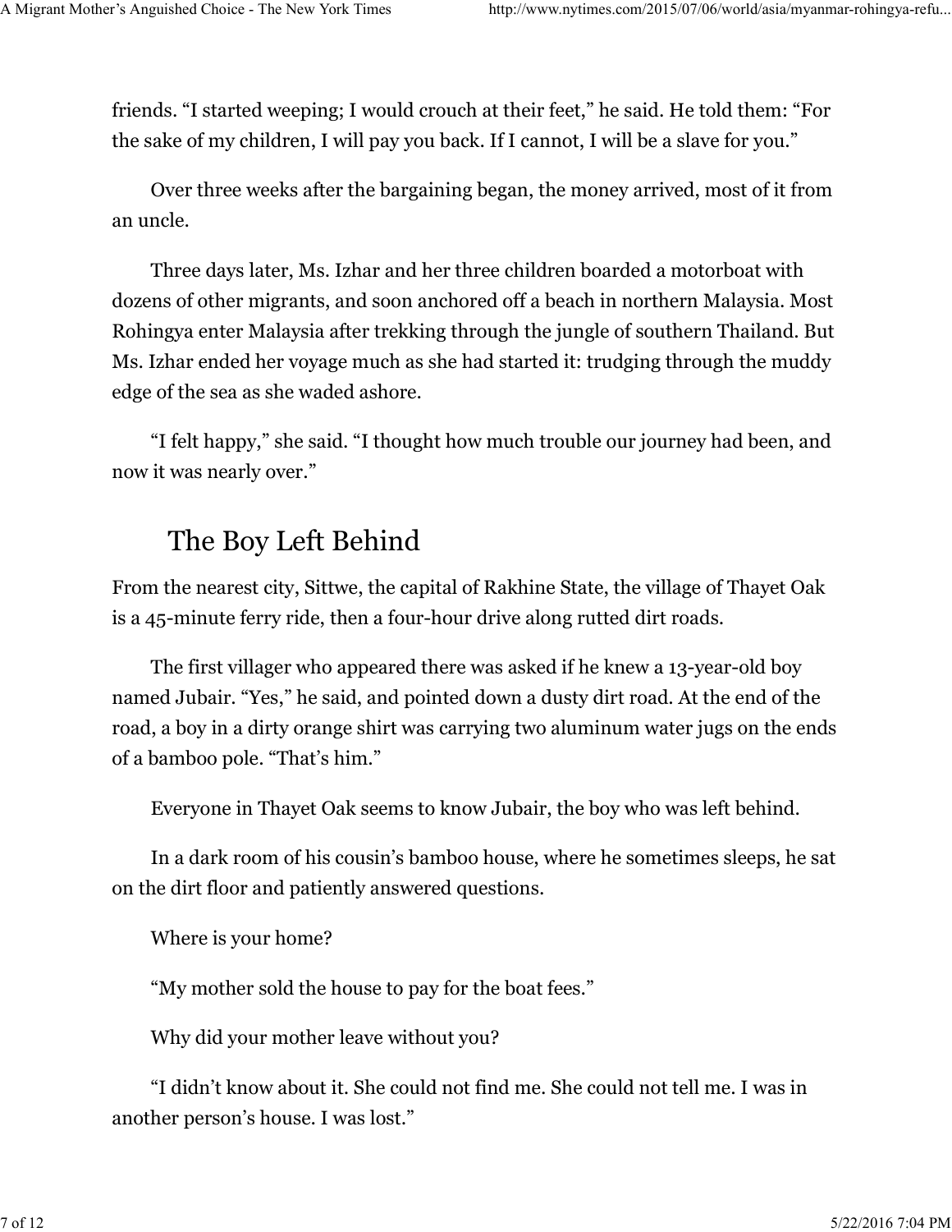friends. “I started weeping; I would crouch at their feet,” he said. He told them: “For the sake of my children, I will pay you back. If I cannot, I will be a slave for you.”

Over three weeks after the bargaining began, the money arrived, most of it from an uncle.

Three days later, Ms. Izhar and her three children boarded a motorboat with dozens of other migrants, and soon anchored off a beach in northern Malaysia. Most Rohingya enter Malaysia after trekking through the jungle of southern Thailand. But Ms. Izhar ended her voyage much as she had started it: trudging through the muddy edge of the sea as she waded ashore.

“I felt happy,” she said. “I thought how much trouble our journey had been, and now it was nearly over.”

## The Boy Left Behind

From the nearest city, Sittwe, the capital of Rakhine State, the village of Thayet Oak is a 45-minute ferry ride, then a four-hour drive along rutted dirt roads.

The first villager who appeared there was asked if he knew a 13-year-old boy named Jubair. “Yes,” he said, and pointed down a dusty dirt road. At the end of the road, a boy in a dirty orange shirt was carrying two aluminum water jugs on the ends of a bamboo pole. “That’s him.”

Everyone in Thayet Oak seems to know Jubair, the boy who was left behind.

In a dark room of his cousin’s bamboo house, where he sometimes sleeps, he sat on the dirt floor and patiently answered questions.

Where is your home?

“My mother sold the house to pay for the boat fees.”

Why did your mother leave without you?

“I didn’t know about it. She could not find me. She could not tell me. I was in another person’s house. I was lost.”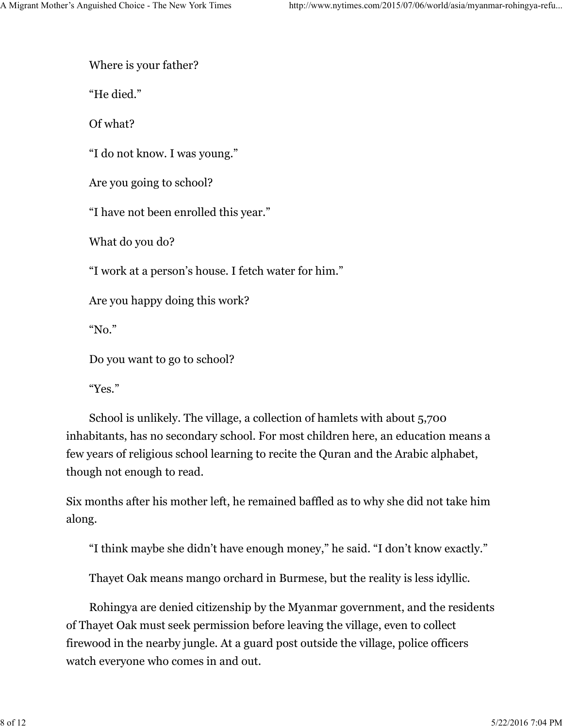Where is your father?

"He died."

Of what?

"I do not know. I was young."

Are you going to school?

"I have not been enrolled this year."

What do you do?

"I work at a person's house. I fetch water for him."

Are you happy doing this work?

"No."

Do you want to go to school?

"Yes."

School is unlikely. The village, a collection of hamlets with about 5,700 inhabitants, has no secondary school. For most children here, an education means a few years of religious school learning to recite the Quran and the Arabic alphabet, though not enough to read.

Six months after his mother left, he remained baffled as to why she did not take him along.

"I think maybe she didn't have enough money," he said. "I don't know exactly."

Thayet Oak means mango orchard in Burmese, but the reality is less idyllic.

Rohingya are denied citizenship by the Myanmar government, and the residents of Thayet Oak must seek permission before leaving the village, even to collect firewood in the nearby jungle. At a guard post outside the village, police officers watch everyone who comes in and out.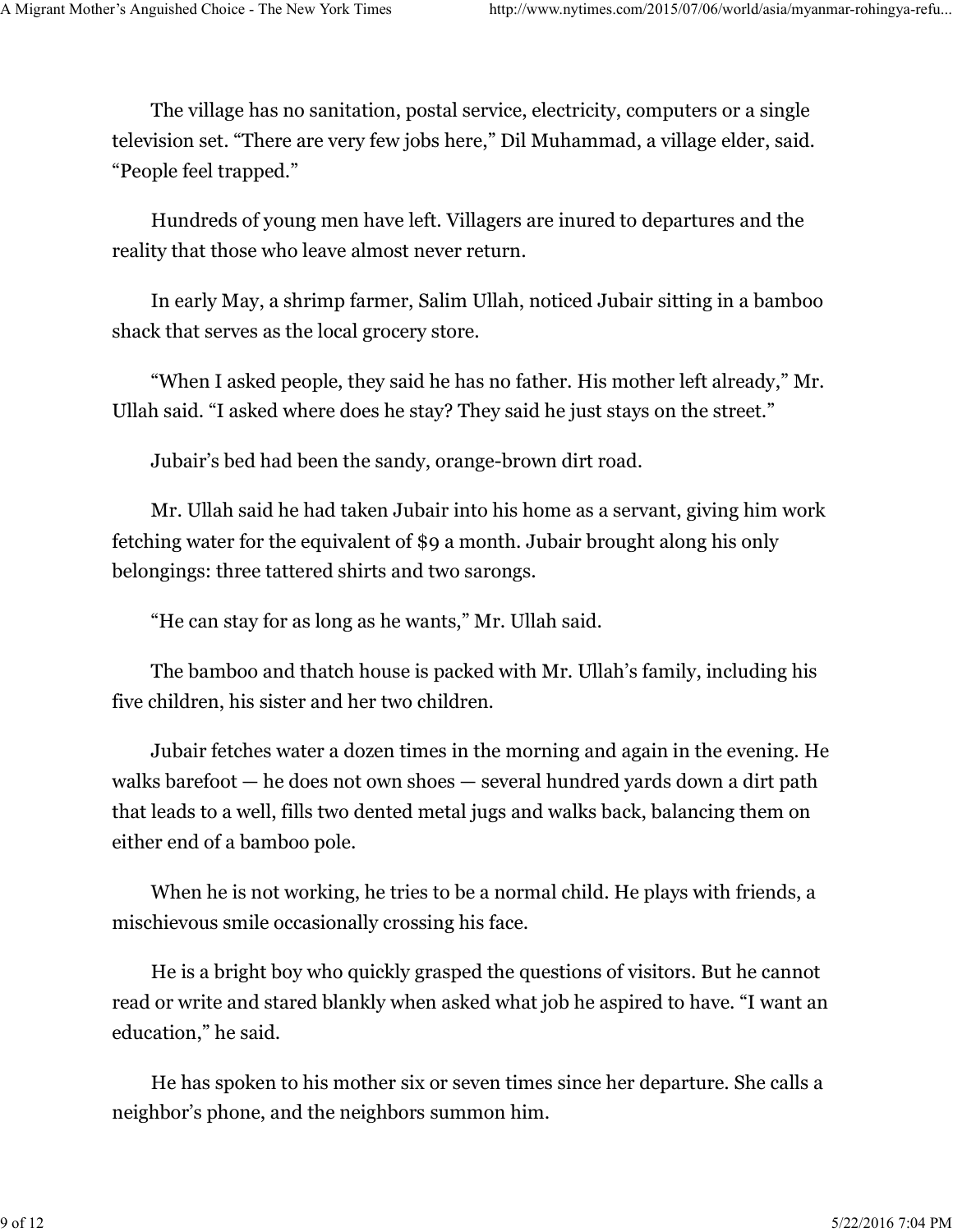The village has no sanitation, postal service, electricity, computers or a single television set. “There are very few jobs here,” Dil Muhammad, a village elder, said. “People feel trapped.”

Hundreds of young men have left. Villagers are inured to departures and the reality that those who leave almost never return.

In early May, a shrimp farmer, Salim Ullah, noticed Jubair sitting in a bamboo shack that serves as the local grocery store.

“When I asked people, they said he has no father. His mother left already,” Mr. Ullah said. “I asked where does he stay? They said he just stays on the street.”

Jubair’s bed had been the sandy, orange-brown dirt road.

Mr. Ullah said he had taken Jubair into his home as a servant, giving him work fetching water for the equivalent of $9 a month. Jubair brought along his only belongings: three tattered shirts and two sarongs.

“He can stay for as long as he wants,” Mr. Ullah said.

The bamboo and thatch house is packed with Mr. Ullah’s family, including his five children, his sister and her two children.

Jubair fetches water a dozen times in the morning and again in the evening. He walks barefoot — he does not own shoes — several hundred yards down a dirt path that leads to a well, fills two dented metal jugs and walks back, balancing them on either end of a bamboo pole.

When he is not working, he tries to be a normal child. He plays with friends, a mischievous smile occasionally crossing his face.

He is a bright boy who quickly grasped the questions of visitors. But he cannot read or write and stared blankly when asked what job he aspired to have. “I want an education,” he said.

He has spoken to his mother six or seven times since her departure. She calls a neighbor’s phone, and the neighbors summon him.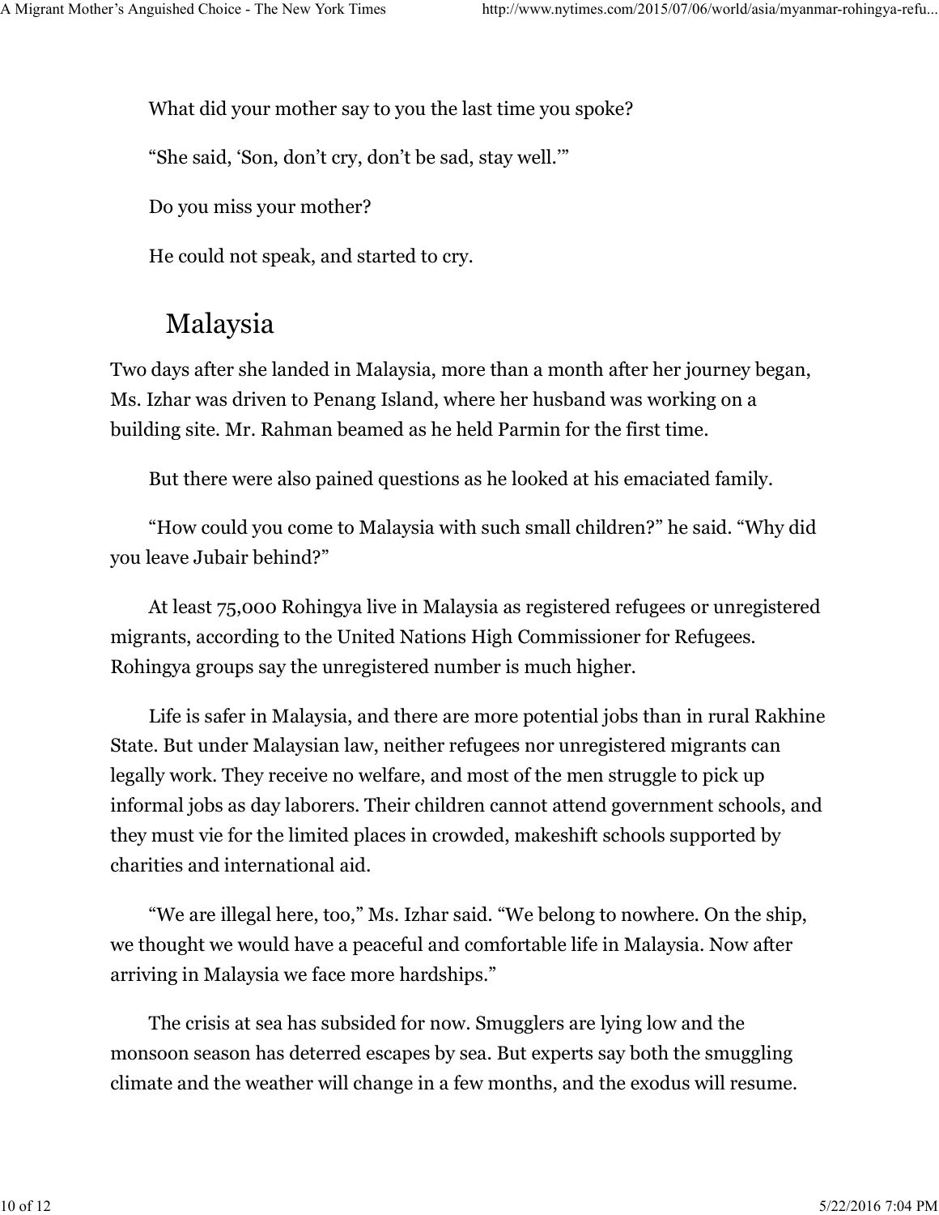What did your mother say to you the last time you spoke?

“She said, ‘Son, don’t cry, don’t be sad, stay well.’”

Do you miss your mother?

He could not speak, and started to cry.

## Malaysia

Two days after she landed in Malaysia, more than a month after her journey began, Ms. Izhar was driven to Penang Island, where her husband was working on a building site. Mr. Rahman beamed as he held Parmin for the first time.

But there were also pained questions as he looked at his emaciated family.

“How could you come to Malaysia with such small children?” he said. “Why did you leave Jubair behind?”

At least 75,000 Rohingya live in Malaysia as registered refugees or unregistered migrants, according to the United Nations High Commissioner for Refugees. Rohingya groups say the unregistered number is much higher.

Life is safer in Malaysia, and there are more potential jobs than in rural Rakhine State. But under Malaysian law, neither refugees nor unregistered migrants can legally work. They receive no welfare, and most of the men struggle to pick up informal jobs as day laborers. Their children cannot attend government schools, and they must vie for the limited places in crowded, makeshift schools supported by charities and international aid.

“We are illegal here, too,” Ms. Izhar said. “We belong to nowhere. On the ship, we thought we would have a peaceful and comfortable life in Malaysia. Now after arriving in Malaysia we face more hardships.”

The crisis at sea has subsided for now. Smugglers are lying low and the monsoon season has deterred escapes by sea. But experts say both the smuggling climate and the weather will change in a few months, and the exodus will resume.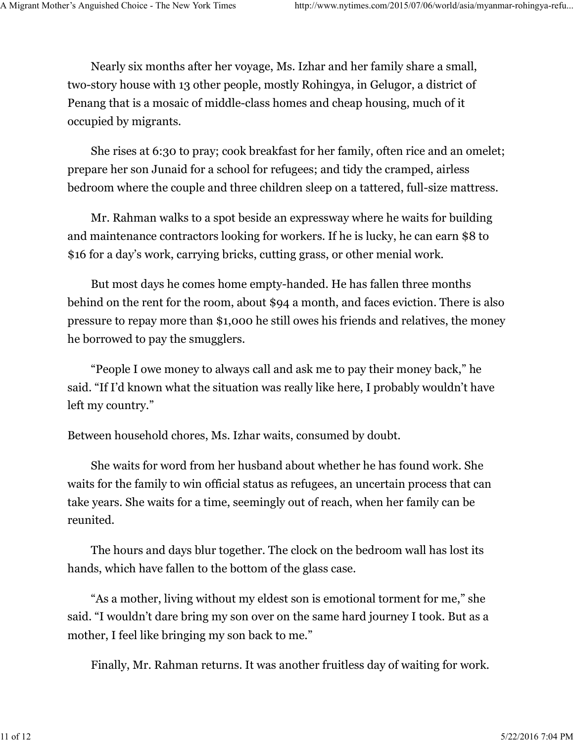Nearly six months after her voyage, Ms. Izhar and her family share a small, two-story house with 13 other people, mostly Rohingya, in Gelugor, a district of Penang that is a mosaic of middle-class homes and cheap housing, much of it occupied by migrants.

She rises at 6:30 to pray; cook breakfast for her family, often rice and an omelet; prepare her son Junaid for a school for refugees; and tidy the cramped, airless bedroom where the couple and three children sleep on a tattered, full-size mattress.

Mr. Rahman walks to a spot beside an expressway where he waits for building and maintenance contractors looking for workers. If he is lucky, he can earn $8 to $16 for a day's work, carrying bricks, cutting grass, or other menial work.

But most days he comes home empty-handed. He has fallen three months behind on the rent for the room, about $94 a month, and faces eviction. There is also pressure to repay more than $1,000 he still owes his friends and relatives, the money he borrowed to pay the smugglers.

"People I owe money to always call and ask me to pay their money back," he said. "If I'd known what the situation was really like here, I probably wouldn't have left my country."

Between household chores, Ms. Izhar waits, consumed by doubt.

She waits for word from her husband about whether he has found work. She waits for the family to win official status as refugees, an uncertain process that can take years. She waits for a time, seemingly out of reach, when her family can be reunited.

The hours and days blur together. The clock on the bedroom wall has lost its hands, which have fallen to the bottom of the glass case.

"As a mother, living without my eldest son is emotional torment for me," she said. "I wouldn't dare bring my son over on the same hard journey I took. But as a mother, I feel like bringing my son back to me."

Finally, Mr. Rahman returns. It was another fruitless day of waiting for work.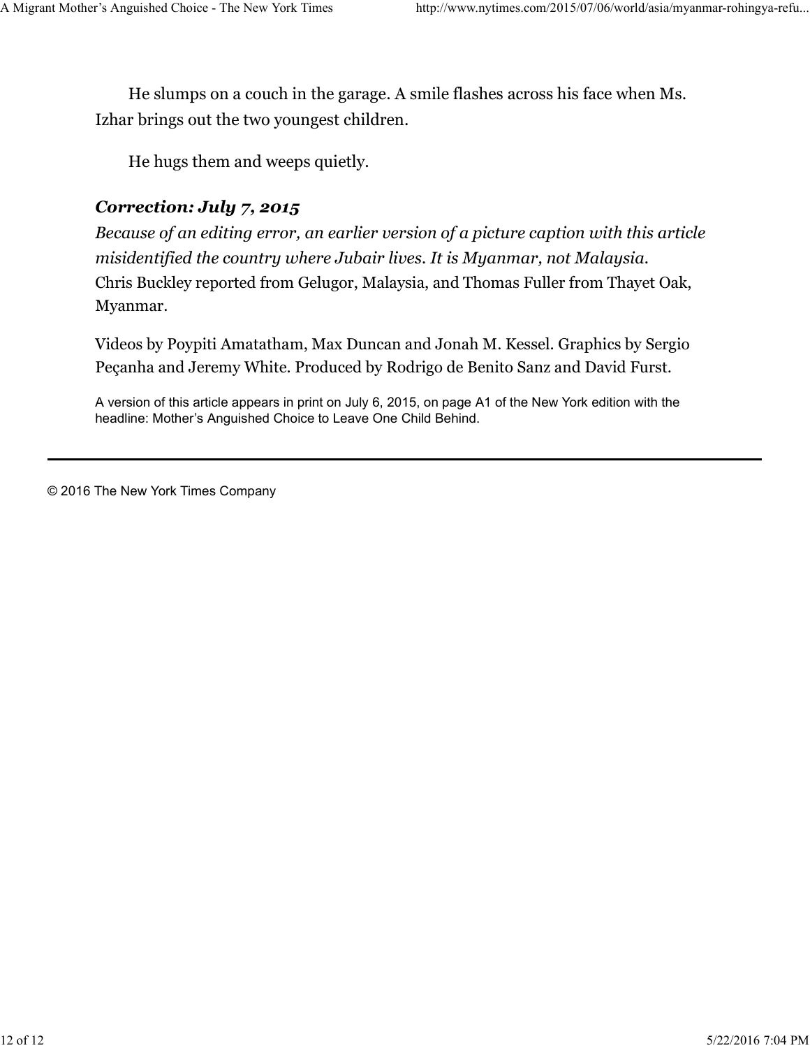He slumps on a couch in the garage. A smile flashes across his face when Ms. Izhar brings out the two youngest children.

He hugs them and weeps quietly.

***Correction: July 7, 2015***

*Because of an editing error, an earlier version of a picture caption with this article misidentified the country where Jubair lives. It is Myanmar, not Malaysia.*

Chris Buckley reported from Gelugor, Malaysia, and Thomas Fuller from Thayet Oak, Myanmar.

Videos by Poypiti Amatatham, Max Duncan and Jonah M. Kessel. Graphics by Sergio Peçanha and Jeremy White. Produced by Rodrigo de Benito Sanz and David Furst.

A version of this article appears in print on July 6, 2015, on page A1 of the New York edition with the headline: Mother's Anguished Choice to Leave One Child Behind.

---

© 2016 The New York Times Company